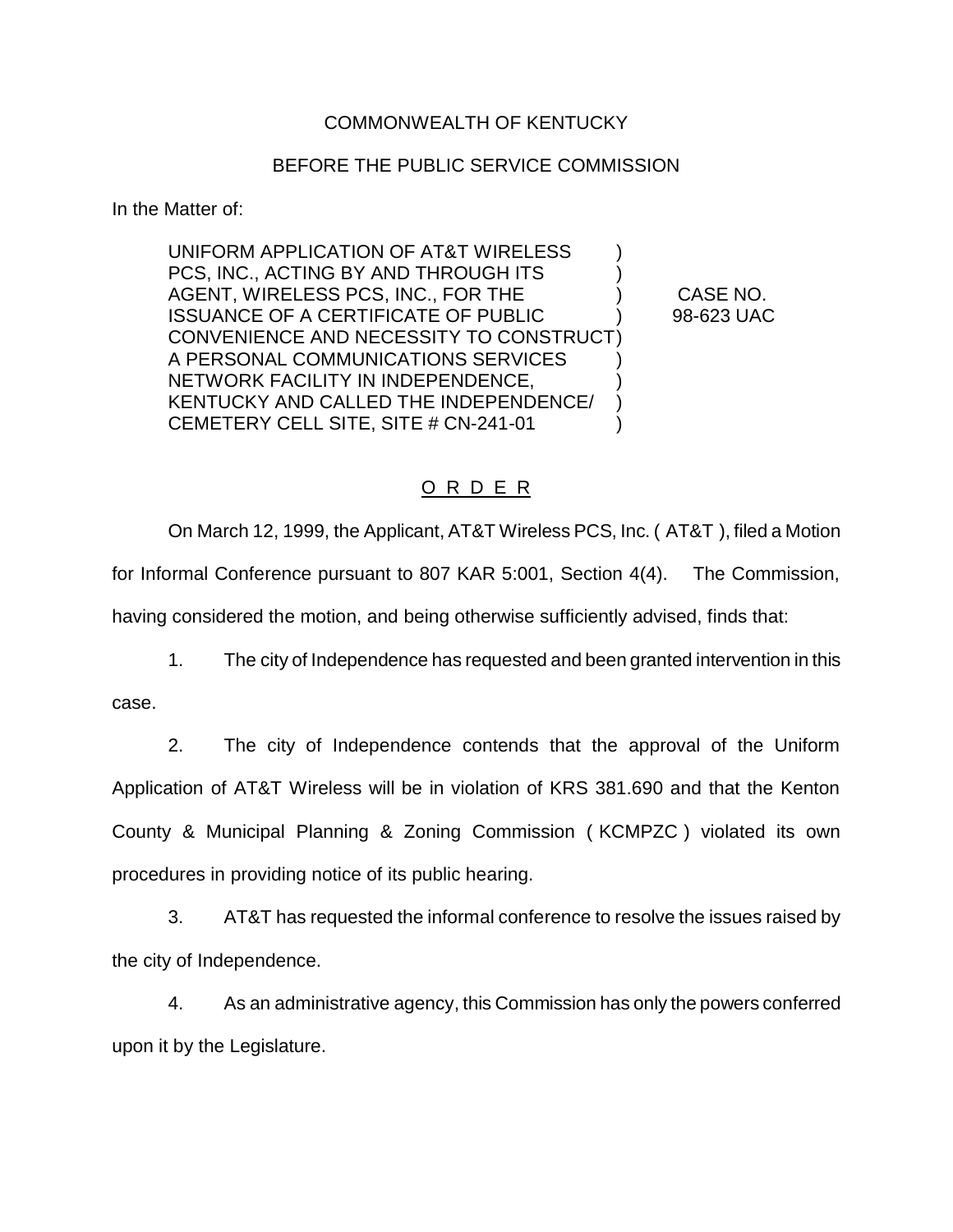COMMONWEALTH OF KENTUCKY

BEFORE THE PUBLIC SERVICE COMMISSION

In the Matter of:

| | | |
|---|---|---|
| UNIFORM APPLICATION OF AT&T WIRELESS PCS, INC., ACTING BY AND THROUGH ITS AGENT, WIRELESS PCS, INC., FOR THE ISSUANCE OF A CERTIFICATE OF PUBLIC CONVENIENCE AND NECESSITY TO CONSTRUCT A PERSONAL COMMUNICATIONS SERVICES NETWORK FACILITY IN INDEPENDENCE, KENTUCKY AND CALLED THE INDEPENDENCE/ CEMETERY CELL SITE, SITE # CN-241-01 | ) | CASE NO. 98-623 UAC |

## O R D E R

On March 12, 1999, the Applicant, AT&T Wireless PCS, Inc. ( AT&T ), filed a Motion for Informal Conference pursuant to 807 KAR 5:001, Section 4(4). The Commission, having considered the motion, and being otherwise sufficiently advised, finds that:

1. The city of Independence has requested and been granted intervention in this case.

2. The city of Independence contends that the approval of the Uniform Application of AT&T Wireless will be in violation of KRS 381.690 and that the Kenton County & Municipal Planning & Zoning Commission ( KCMPZC ) violated its own procedures in providing notice of its public hearing.

3. AT&T has requested the informal conference to resolve the issues raised by the city of Independence.

4. As an administrative agency, this Commission has only the powers conferred upon it by the Legislature.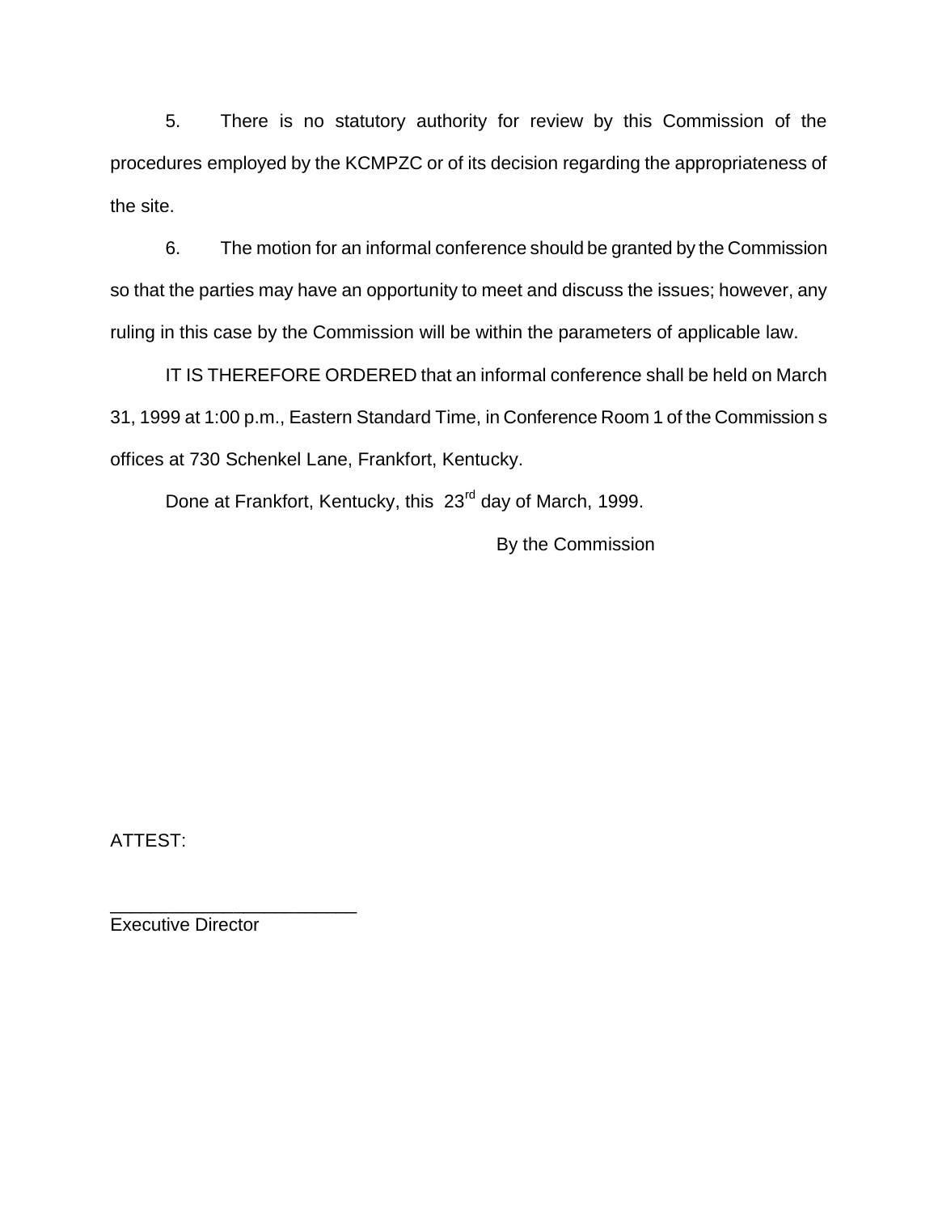5. There is no statutory authority for review by this Commission of the procedures employed by the KCMPZC or of its decision regarding the appropriateness of the site.

6. The motion for an informal conference should be granted by the Commission so that the parties may have an opportunity to meet and discuss the issues; however, any ruling in this case by the Commission will be within the parameters of applicable law.

IT IS THEREFORE ORDERED that an informal conference shall be held on March 31, 1999 at 1:00 p.m., Eastern Standard Time, in Conference Room 1 of the Commission s offices at 730 Schenkel Lane, Frankfort, Kentucky.

Done at Frankfort, Kentucky, this 23rd day of March, 1999.

By the Commission

ATTEST:

________________________
Executive Director